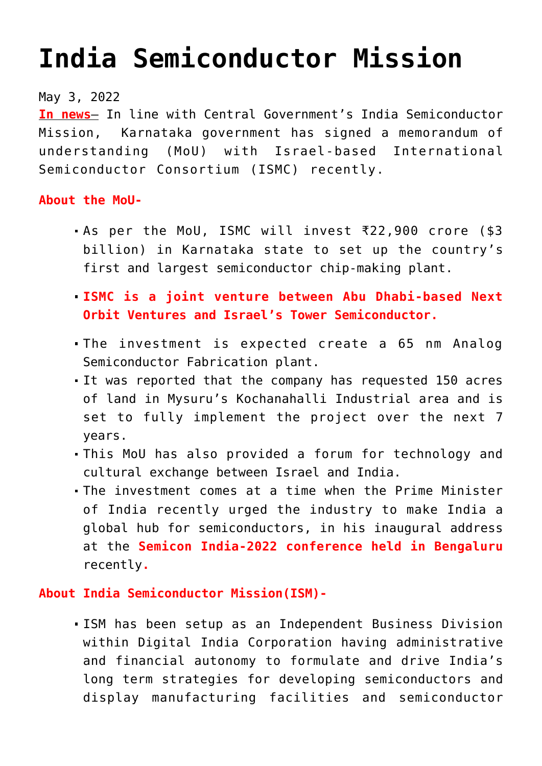# India Semiconductor Mission

May 3, 2022

**In news**– In line with Central Government's India Semiconductor Mission, Karnataka government has signed a memorandum of understanding (MoU) with Israel-based International Semiconductor Consortium (ISMC) recently.

**About the MoU-**

- As per the MoU, ISMC will invest ₹22,900 crore ($3 billion) in Karnataka state to set up the country's first and largest semiconductor chip-making plant.
- **ISMC is a joint venture between Abu Dhabi-based Next Orbit Ventures and Israel's Tower Semiconductor.**
- The investment is expected create a 65 nm Analog Semiconductor Fabrication plant.
- It was reported that the company has requested 150 acres of land in Mysuru's Kochanahalli Industrial area and is set to fully implement the project over the next 7 years.
- This MoU has also provided a forum for technology and cultural exchange between Israel and India.
- The investment comes at a time when the Prime Minister of India recently urged the industry to make India a global hub for semiconductors, in his inaugural address at the **Semicon India-2022 conference held in Bengaluru** recently.

**About India Semiconductor Mission(ISM)-**

- ISM has been setup as an Independent Business Division within Digital India Corporation having administrative and financial autonomy to formulate and drive India's long term strategies for developing semiconductors and display manufacturing facilities and semiconductor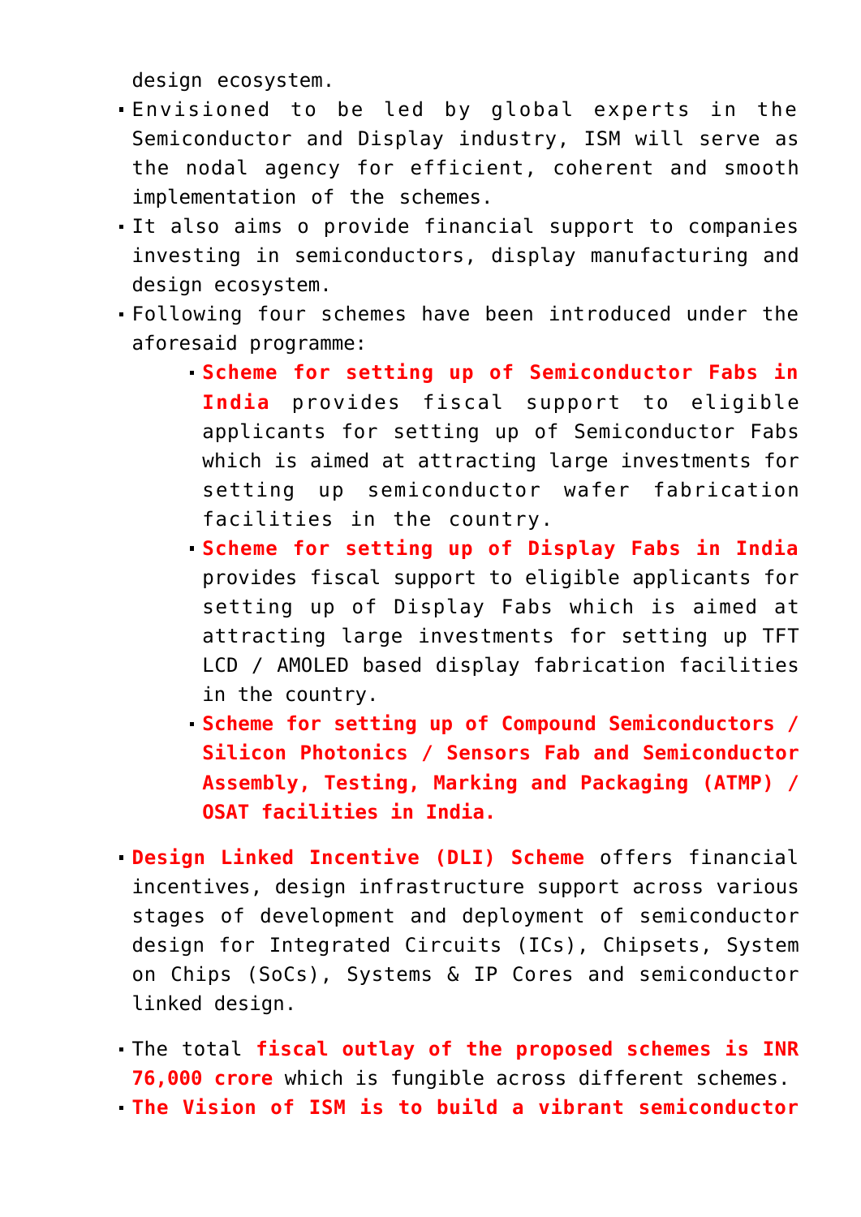design ecosystem.

- Envisioned to be led by global experts in the Semiconductor and Display industry, ISM will serve as the nodal agency for efficient, coherent and smooth implementation of the schemes.
- It also aims o provide financial support to companies investing in semiconductors, display manufacturing and design ecosystem.
- Following four schemes have been introduced under the aforesaid programme:
  - **Scheme for setting up of Semiconductor Fabs in India** provides fiscal support to eligible applicants for setting up of Semiconductor Fabs which is aimed at attracting large investments for setting up semiconductor wafer fabrication facilities in the country.
  - **Scheme for setting up of Display Fabs in India** provides fiscal support to eligible applicants for setting up of Display Fabs which is aimed at attracting large investments for setting up TFT LCD / AMOLED based display fabrication facilities in the country.
  - **Scheme for setting up of Compound Semiconductors / Silicon Photonics / Sensors Fab and Semiconductor Assembly, Testing, Marking and Packaging (ATMP) / OSAT facilities in India.**

- **Design Linked Incentive (DLI) Scheme** offers financial incentives, design infrastructure support across various stages of development and deployment of semiconductor design for Integrated Circuits (ICs), Chipsets, System on Chips (SoCs), Systems & IP Cores and semiconductor linked design.

- The total **fiscal outlay of the proposed schemes is INR 76,000 crore** which is fungible across different schemes.
- **The Vision of ISM is to build a vibrant semiconductor**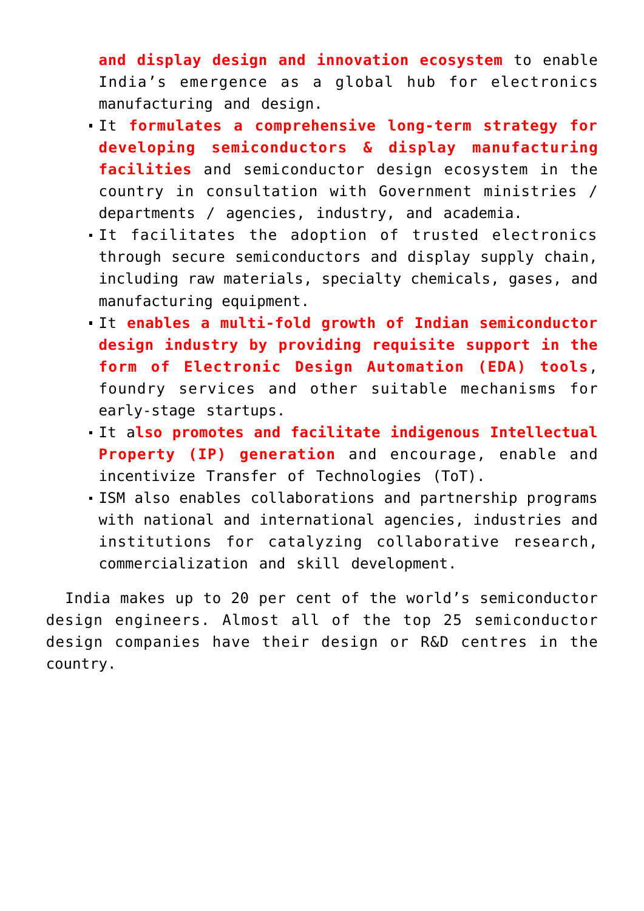**and display design and innovation ecosystem** to enable India's emergence as a global hub for electronics manufacturing and design.

- It **formulates a comprehensive long-term strategy for developing semiconductors & display manufacturing facilities** and semiconductor design ecosystem in the country in consultation with Government ministries / departments / agencies, industry, and academia.
- It facilitates the adoption of trusted electronics through secure semiconductors and display supply chain, including raw materials, specialty chemicals, gases, and manufacturing equipment.
- It **enables a multi-fold growth of Indian semiconductor design industry by providing requisite support in the form of Electronic Design Automation (EDA) tools**, foundry services and other suitable mechanisms for early-stage startups.
- It a**lso promotes and facilitate indigenous Intellectual Property (IP) generation** and encourage, enable and incentivize Transfer of Technologies (ToT).
- ISM also enables collaborations and partnership programs with national and international agencies, industries and institutions for catalyzing collaborative research, commercialization and skill development.

India makes up to 20 per cent of the world's semiconductor design engineers. Almost all of the top 25 semiconductor design companies have their design or R&D centres in the country.